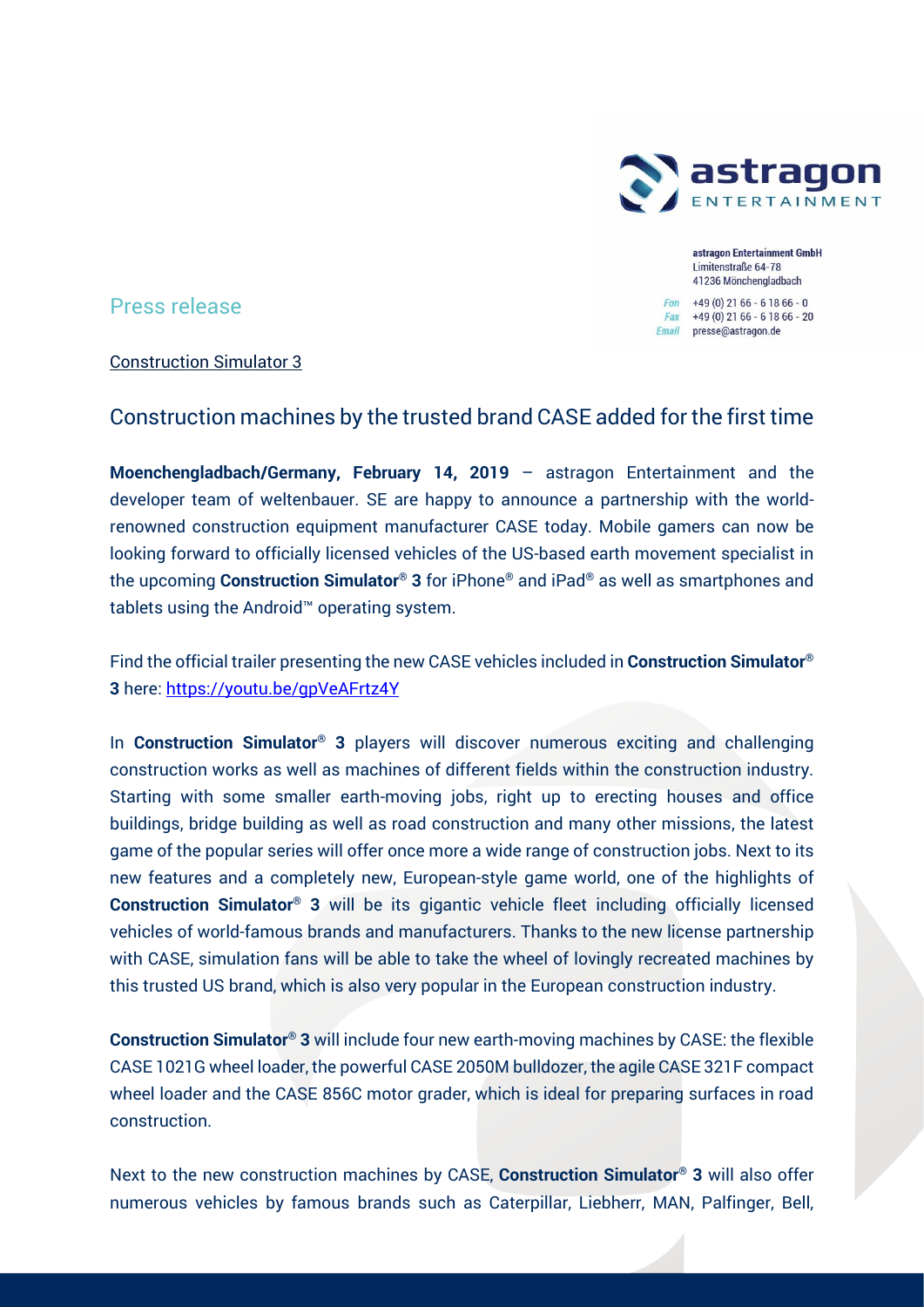astragon Entertainment GmbH
Limitenstraße 64-78
41236 Mönchengladbach

Fon +49 (0) 21 66 - 6 18 66 - 0
Fax +49 (0) 21 66 - 6 18 66 - 20
Email presse@astragon.de

Press release

Construction Simulator 3

## Construction machines by the trusted brand CASE added for the first time

**Moenchengladbach/Germany, February 14, 2019** – astragon Entertainment and the developer team of weltenbauer. SE are happy to announce a partnership with the world-renowned construction equipment manufacturer CASE today. Mobile gamers can now be looking forward to officially licensed vehicles of the US-based earth movement specialist in the upcoming **Construction Simulator® 3** for iPhone® and iPad® as well as smartphones and tablets using the Android™ operating system.

Find the official trailer presenting the new CASE vehicles included in **Construction Simulator® 3** here: https://youtu.be/gpVeAFrtz4Y

In **Construction Simulator® 3** players will discover numerous exciting and challenging construction works as well as machines of different fields within the construction industry. Starting with some smaller earth-moving jobs, right up to erecting houses and office buildings, bridge building as well as road construction and many other missions, the latest game of the popular series will offer once more a wide range of construction jobs. Next to its new features and a completely new, European-style game world, one of the highlights of **Construction Simulator® 3** will be its gigantic vehicle fleet including officially licensed vehicles of world-famous brands and manufacturers. Thanks to the new license partnership with CASE, simulation fans will be able to take the wheel of lovingly recreated machines by this trusted US brand, which is also very popular in the European construction industry.

**Construction Simulator® 3** will include four new earth-moving machines by CASE: the flexible CASE 1021G wheel loader, the powerful CASE 2050M bulldozer, the agile CASE 321F compact wheel loader and the CASE 856C motor grader, which is ideal for preparing surfaces in road construction.

Next to the new construction machines by CASE, **Construction Simulator® 3** will also offer numerous vehicles by famous brands such as Caterpillar, Liebherr, MAN, Palfinger, Bell,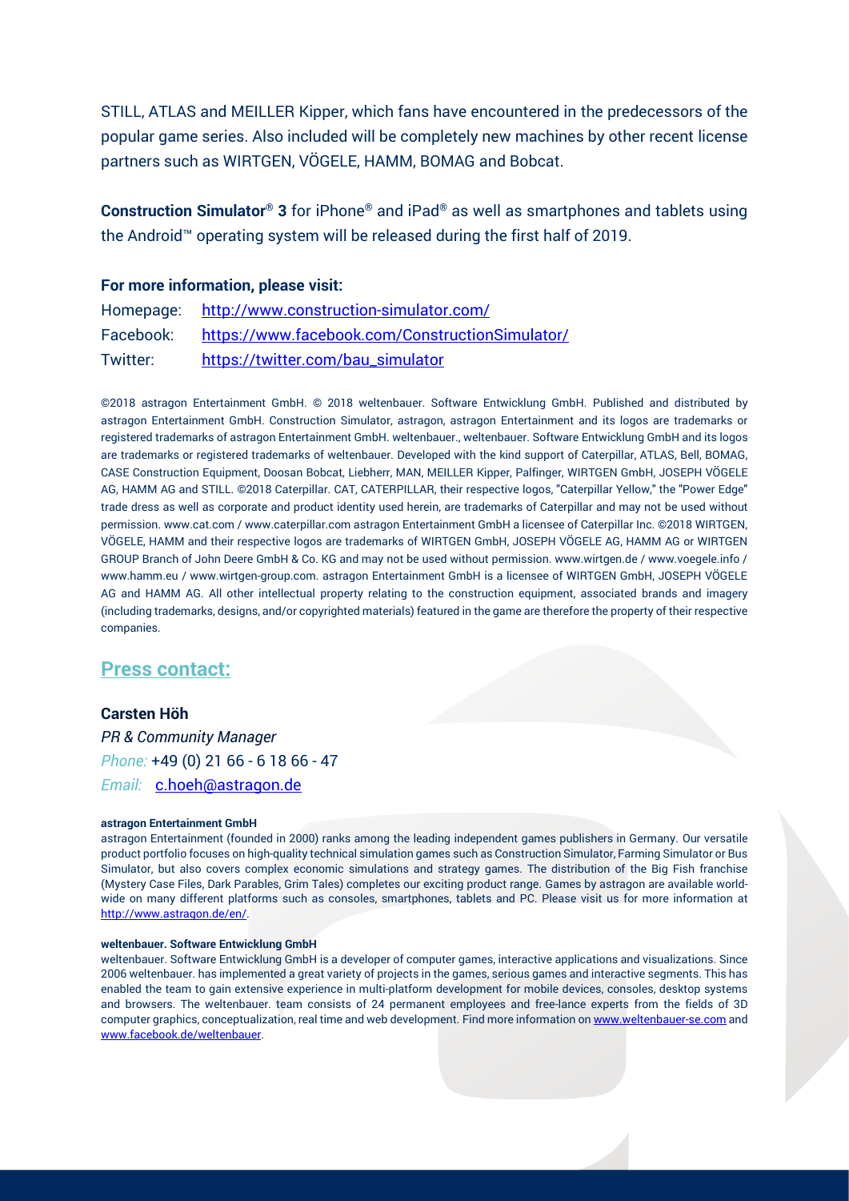STILL, ATLAS and MEILLER Kipper, which fans have encountered in the predecessors of the popular game series. Also included will be completely new machines by other recent license partners such as WIRTGEN, VÖGELE, HAMM, BOMAG and Bobcat.

**Construction Simulator® 3** for iPhone® and iPad® as well as smartphones and tablets using the Android™ operating system will be released during the first half of 2019.

**For more information, please visit:**

Homepage: http://www.construction-simulator.com/
Facebook: https://www.facebook.com/ConstructionSimulator/
Twitter: https://twitter.com/bau_simulator

©2018 astragon Entertainment GmbH. © 2018 weltenbauer. Software Entwicklung GmbH. Published and distributed by astragon Entertainment GmbH. Construction Simulator, astragon, astragon Entertainment and its logos are trademarks or registered trademarks of astragon Entertainment GmbH. weltenbauer., weltenbauer. Software Entwicklung GmbH and its logos are trademarks or registered trademarks of weltenbauer. Developed with the kind support of Caterpillar, ATLAS, Bell, BOMAG, CASE Construction Equipment, Doosan Bobcat, Liebherr, MAN, MEILLER Kipper, Palfinger, WIRTGEN GmbH, JOSEPH VÖGELE AG, HAMM AG and STILL. ©2018 Caterpillar. CAT, CATERPILLAR, their respective logos, "Caterpillar Yellow," the "Power Edge" trade dress as well as corporate and product identity used herein, are trademarks of Caterpillar and may not be used without permission. www.cat.com / www.caterpillar.com astragon Entertainment GmbH a licensee of Caterpillar Inc. ©2018 WIRTGEN, VÖGELE, HAMM and their respective logos are trademarks of WIRTGEN GmbH, JOSEPH VÖGELE AG, HAMM AG or WIRTGEN GROUP Branch of John Deere GmbH & Co. KG and may not be used without permission. www.wirtgen.de / www.voegele.info / www.hamm.eu / www.wirtgen-group.com. astragon Entertainment GmbH is a licensee of WIRTGEN GmbH, JOSEPH VÖGELE AG and HAMM AG. All other intellectual property relating to the construction equipment, associated brands and imagery (including trademarks, designs, and/or copyrighted materials) featured in the game are therefore the property of their respective companies.

## Press contact:

**Carsten Höh**
*PR & Community Manager*
*Phone:* +49 (0) 21 66 - 6 18 66 - 47
*Email:* c.hoeh@astragon.de

**astragon Entertainment GmbH**
astragon Entertainment (founded in 2000) ranks among the leading independent games publishers in Germany. Our versatile product portfolio focuses on high-quality technical simulation games such as Construction Simulator, Farming Simulator or Bus Simulator, but also covers complex economic simulations and strategy games. The distribution of the Big Fish franchise (Mystery Case Files, Dark Parables, Grim Tales) completes our exciting product range. Games by astragon are available world-wide on many different platforms such as consoles, smartphones, tablets and PC. Please visit us for more information at http://www.astragon.de/en/.

**weltenbauer. Software Entwicklung GmbH**
weltenbauer. Software Entwicklung GmbH is a developer of computer games, interactive applications and visualizations. Since 2006 weltenbauer. has implemented a great variety of projects in the games, serious games and interactive segments. This has enabled the team to gain extensive experience in multi-platform development for mobile devices, consoles, desktop systems and browsers. The weltenbauer. team consists of 24 permanent employees and free-lance experts from the fields of 3D computer graphics, conceptualization, real time and web development. Find more information on www.weltenbauer-se.com and www.facebook.de/weltenbauer.